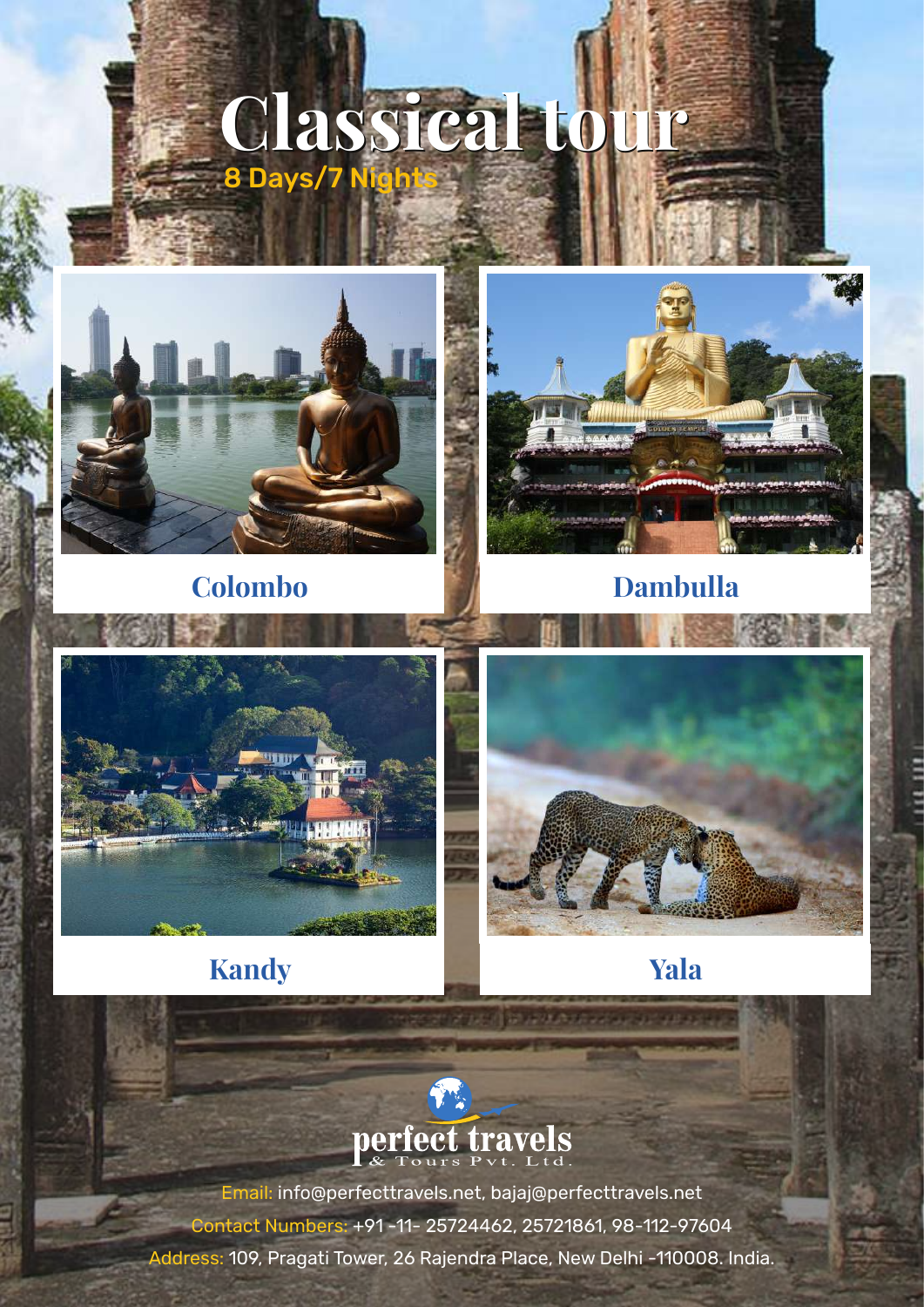# Classical tour

8 Days/7 Nights

Colombo

Dambulla

Kandy

Yala

perfect travels
& Tours Pvt. Ltd.

Email: info@perfecttravels.net, bajaj@perfecttravels.net

Contact Numbers: +91 -11- 25724462, 25721861, 98-112-97604

Address: 109, Pragati Tower, 26 Rajendra Place, New Delhi -110008. India.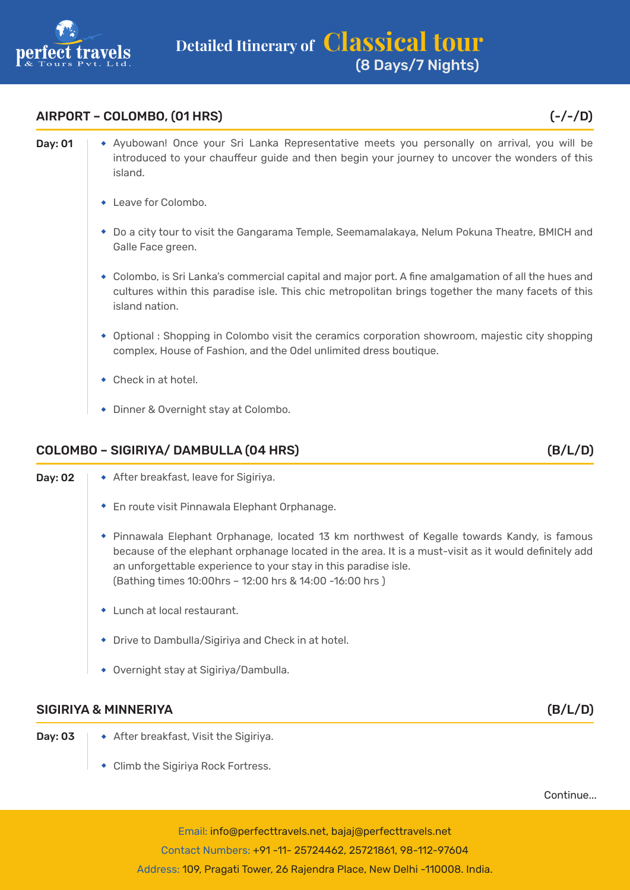# Detailed Itinerary of Classical tour
(8 Days/7 Nights)

## AIRPORT – COLOMBO, (01 HRS) (-/-/D)

**Day: 01**

- Ayubowan! Once your Sri Lanka Representative meets you personally on arrival, you will be introduced to your chauffeur guide and then begin your journey to uncover the wonders of this island.
- Leave for Colombo.
- Do a city tour to visit the Gangarama Temple, Seemamalakaya, Nelum Pokuna Theatre, BMICH and Galle Face green.
- Colombo, is Sri Lanka's commercial capital and major port. A fine amalgamation of all the hues and cultures within this paradise isle. This chic metropolitan brings together the many facets of this island nation.
- Optional : Shopping in Colombo visit the ceramics corporation showroom, majestic city shopping complex, House of Fashion, and the Odel unlimited dress boutique.
- Check in at hotel.
- Dinner & Overnight stay at Colombo.

## COLOMBO – SIGIRIYA/ DAMBULLA (04 HRS) (B/L/D)

**Day: 02**

- After breakfast, leave for Sigiriya.
- En route visit Pinnawala Elephant Orphanage.
- Pinnawala Elephant Orphanage, located 13 km northwest of Kegalle towards Kandy, is famous because of the elephant orphanage located in the area. It is a must-visit as it would definitely add an unforgettable experience to your stay in this paradise isle.
  (Bathing times 10:00hrs – 12:00 hrs & 14:00 -16:00 hrs )
- Lunch at local restaurant.
- Drive to Dambulla/Sigiriya and Check in at hotel.
- Overnight stay at Sigiriya/Dambulla.

## SIGIRIYA & MINNERIYA (B/L/D)

**Day: 03**

- After breakfast, Visit the Sigiriya.
- Climb the Sigiriya Rock Fortress.

Continue...

Email: info@perfecttravels.net, bajaj@perfecttravels.net
Contact Numbers: +91 -11- 25724462, 25721861, 98-112-97604
Address: 109, Pragati Tower, 26 Rajendra Place, New Delhi -110008. India.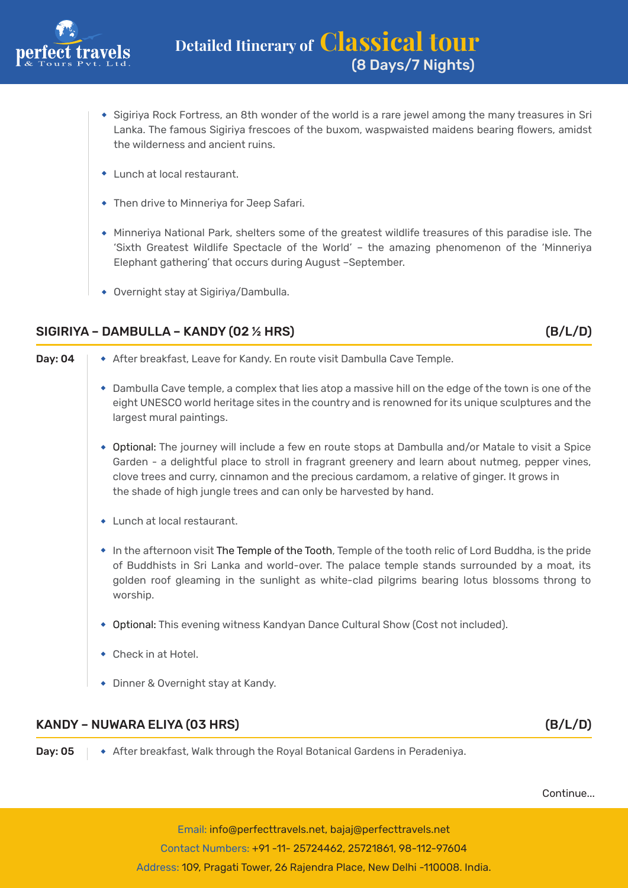- Sigiriya Rock Fortress, an 8th wonder of the world is a rare jewel among the many treasures in Sri Lanka. The famous Sigiriya frescoes of the buxom, waspwaisted maidens bearing flowers, amidst the wilderness and ancient ruins.
- Lunch at local restaurant.
- Then drive to Minneriya for Jeep Safari.
- Minneriya National Park, shelters some of the greatest wildlife treasures of this paradise isle. The 'Sixth Greatest Wildlife Spectacle of the World' – the amazing phenomenon of the 'Minneriya Elephant gathering' that occurs during August –September.
- Overnight stay at Sigiriya/Dambulla.

## SIGIRIYA – DAMBULLA – KANDY (02 ½ HRS) (B/L/D)

**Day: 04**

- After breakfast, Leave for Kandy. En route visit Dambulla Cave Temple.
- Dambulla Cave temple, a complex that lies atop a massive hill on the edge of the town is one of the eight UNESCO world heritage sites in the country and is renowned for its unique sculptures and the largest mural paintings.
- Optional: The journey will include a few en route stops at Dambulla and/or Matale to visit a Spice Garden - a delightful place to stroll in fragrant greenery and learn about nutmeg, pepper vines, clove trees and curry, cinnamon and the precious cardamom, a relative of ginger. It grows in the shade of high jungle trees and can only be harvested by hand.
- Lunch at local restaurant.
- In the afternoon visit The Temple of the Tooth, Temple of the tooth relic of Lord Buddha, is the pride of Buddhists in Sri Lanka and world-over. The palace temple stands surrounded by a moat, its golden roof gleaming in the sunlight as white-clad pilgrims bearing lotus blossoms throng to worship.
- Optional: This evening witness Kandyan Dance Cultural Show (Cost not included).
- Check in at Hotel.
- Dinner & Overnight stay at Kandy.

## KANDY – NUWARA ELIYA (03 HRS) (B/L/D)

**Day: 05**

- After breakfast, Walk through the Royal Botanical Gardens in Peradeniya.

Continue...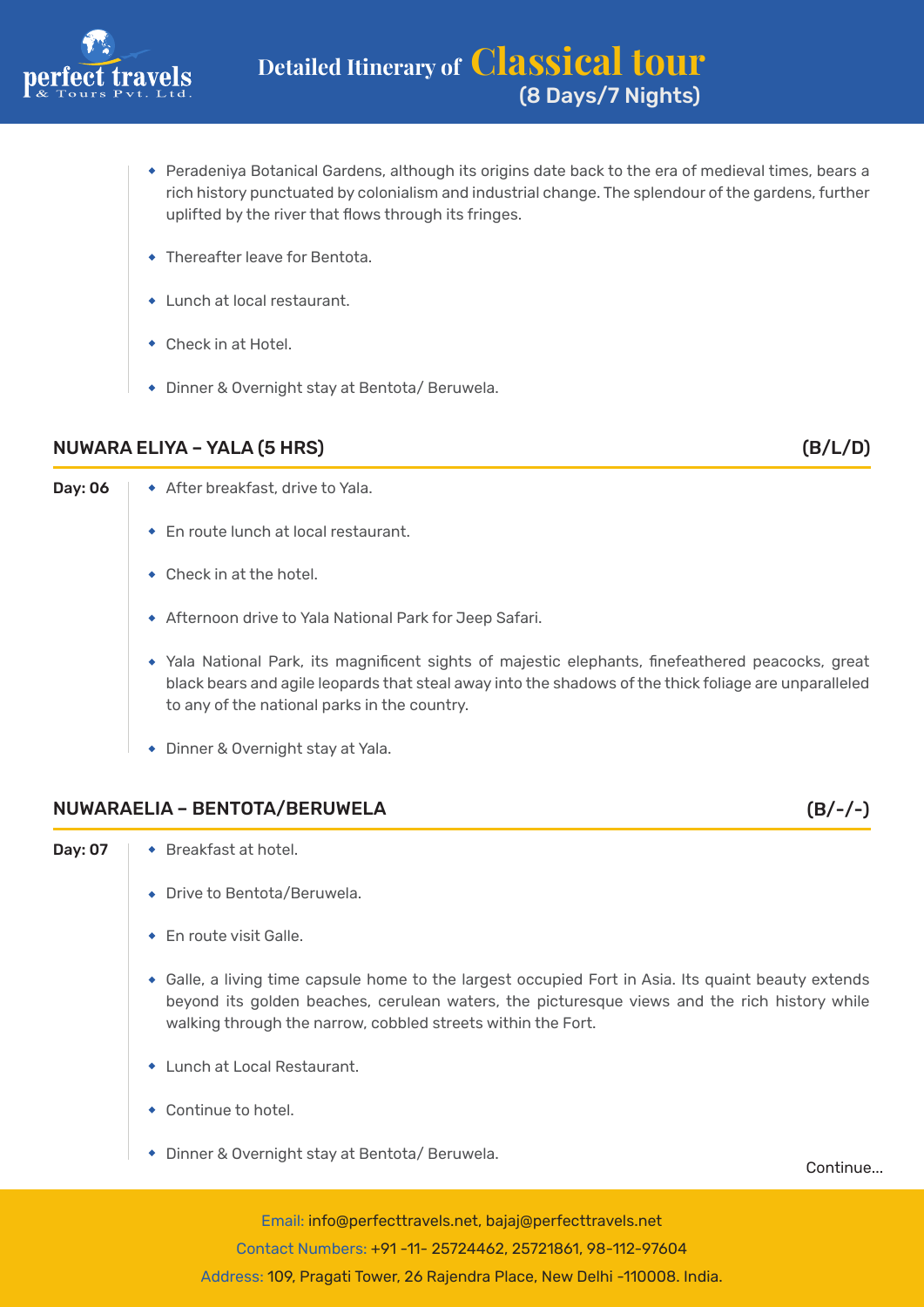- Peradeniya Botanical Gardens, although its origins date back to the era of medieval times, bears a rich history punctuated by colonialism and industrial change. The splendour of the gardens, further uplifted by the river that flows through its fringes.
- Thereafter leave for Bentota.
- Lunch at local restaurant.
- Check in at Hotel.
- Dinner & Overnight stay at Bentota/ Beruwela.

## NUWARA ELIYA – YALA (5 HRS) (B/L/D)

**Day: 06**

- After breakfast, drive to Yala.
- En route lunch at local restaurant.
- Check in at the hotel.
- Afternoon drive to Yala National Park for Jeep Safari.
- Yala National Park, its magnificent sights of majestic elephants, finefeathered peacocks, great black bears and agile leopards that steal away into the shadows of the thick foliage are unparalleled to any of the national parks in the country.
- Dinner & Overnight stay at Yala.

## NUWARAELIA – BENTOTA/BERUWELA (B/-/-)

**Day: 07**

- Breakfast at hotel.
- Drive to Bentota/Beruwela.
- En route visit Galle.
- Galle, a living time capsule home to the largest occupied Fort in Asia. Its quaint beauty extends beyond its golden beaches, cerulean waters, the picturesque views and the rich history while walking through the narrow, cobbled streets within the Fort.
- Lunch at Local Restaurant.
- Continue to hotel.
- Dinner & Overnight stay at Bentota/ Beruwela.

Continue...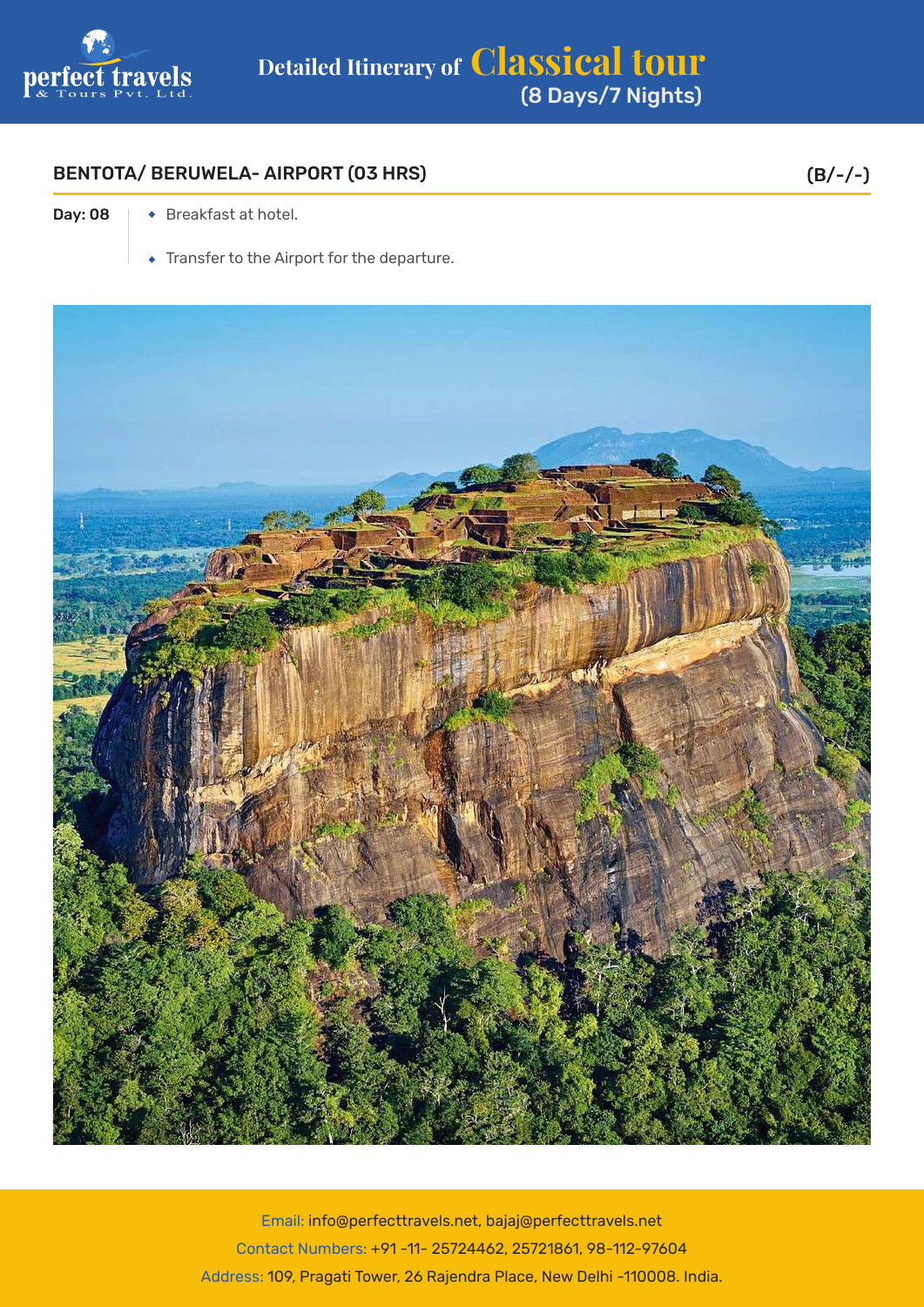## BENTOTA/ BERUWELA- AIRPORT (03 HRS) (B/-/-)

**Day: 08**

- Breakfast at hotel.
- Transfer to the Airport for the departure.